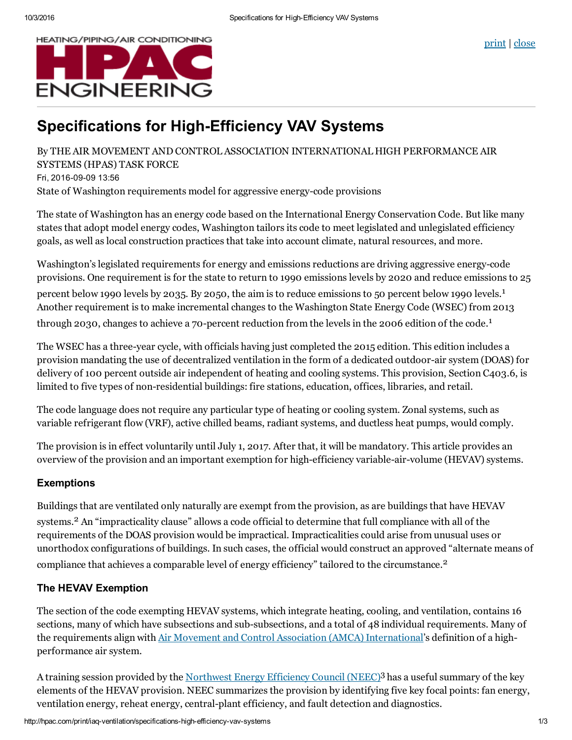# Specifications for High-Efficiency VAV Systems

By THE AIR MOVEMENT AND CONTROL ASSOCIATION INTERNATIONAL HIGH PERFORMANCE AIR SYSTEMS (HPAS) TASK FORCE

Fri, 2016-09-09 13:56

State of Washington requirements model for aggressive energy-code provisions

The state of Washington has an energy code based on the International Energy Conservation Code. But like many states that adopt model energy codes, Washington tailors its code to meet legislated and unlegislated efficiency goals, as well as local construction practices that take into account climate, natural resources, and more.

Washington's legislated requirements for energy and emissions reductions are driving aggressive energy-code provisions. One requirement is for the state to return to 1990 emissions levels by 2020 and reduce emissions to 25 percent below 1990 levels by 2035. By 2050, the aim is to reduce emissions to 50 percent below 1990 levels.[1] Another requirement is to make incremental changes to the Washington State Energy Code (WSEC) from 2013 through 2030, changes to achieve a 70-percent reduction from the levels in the 2006 edition of the code.[1]

The WSEC has a three-year cycle, with officials having just completed the 2015 edition. This edition includes a provision mandating the use of decentralized ventilation in the form of a dedicated outdoor-air system (DOAS) for delivery of 100 percent outside air independent of heating and cooling systems. This provision, Section C403.6, is limited to five types of non-residential buildings: fire stations, education, offices, libraries, and retail.

The code language does not require any particular type of heating or cooling system. Zonal systems, such as variable refrigerant flow (VRF), active chilled beams, radiant systems, and ductless heat pumps, would comply.

The provision is in effect voluntarily until July 1, 2017. After that, it will be mandatory. This article provides an overview of the provision and an important exemption for high-efficiency variable-air-volume (HEVAV) systems.

### Exemptions

Buildings that are ventilated only naturally are exempt from the provision, as are buildings that have HEVAV systems.[2] An "impracticality clause" allows a code official to determine that full compliance with all of the requirements of the DOAS provision would be impractical. Impracticalities could arise from unusual uses or unorthodox configurations of buildings. In such cases, the official would construct an approved "alternate means of compliance that achieves a comparable level of energy efficiency" tailored to the circumstance.[2]

### The HEVAV Exemption

The section of the code exempting HEVAV systems, which integrate heating, cooling, and ventilation, contains 16 sections, many of which have subsections and sub-subsections, and a total of 48 individual requirements. Many of the requirements align with Air Movement and Control Association (AMCA) International's definition of a high-performance air system.

A training session provided by the Northwest Energy Efficiency Council (NEEC)[3] has a useful summary of the key elements of the HEVAV provision. NEEC summarizes the provision by identifying five key focal points: fan energy, ventilation energy, reheat energy, central-plant efficiency, and fault detection and diagnostics.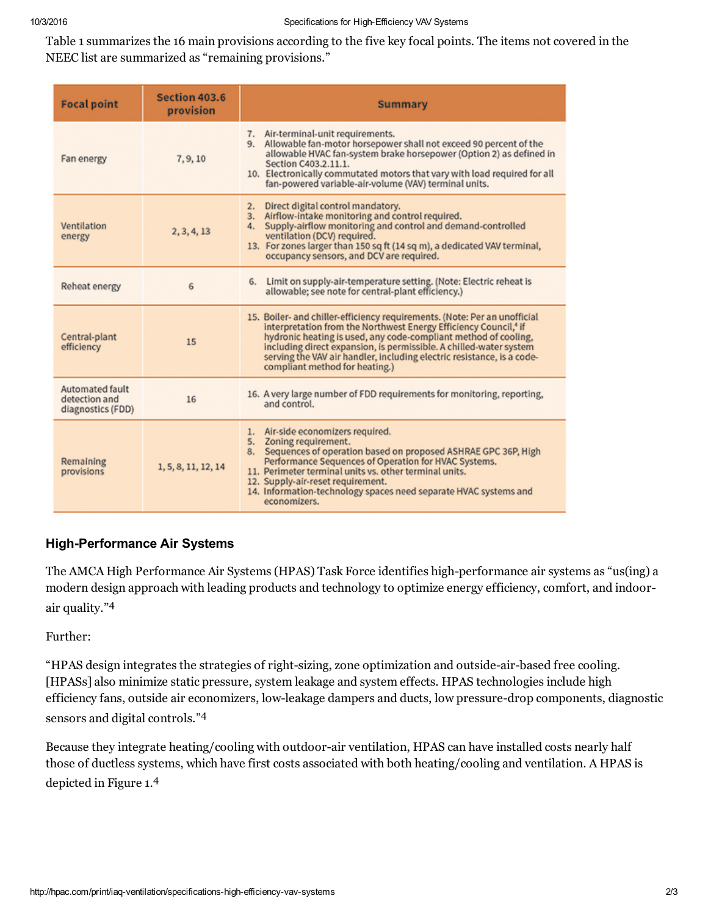Table 1 summarizes the 16 main provisions according to the five key focal points. The items not covered in the NEEC list are summarized as "remaining provisions."

| Focal point | Section 403.6 provision | Summary |
|---|---|---|
| Fan energy | 7, 9, 10 | 7. Air-terminal-unit requirements.<br>9. Allowable fan-motor horsepower shall not exceed 90 percent of the allowable HVAC fan-system brake horsepower (Option 2) as defined in Section C403.2.11.1.<br>10. Electronically commutated motors that vary with load required for all fan-powered variable-air-volume (VAV) terminal units. |
| Ventilation energy | 2, 3, 4, 13 | 2. Direct digital control mandatory.<br>3. Airflow-intake monitoring and control required.<br>4. Supply-airflow monitoring and control and demand-controlled ventilation (DCV) required.<br>13. For zones larger than 150 sq ft (14 sq m), a dedicated VAV terminal, occupancy sensors, and DCV are required. |
| Reheat energy | 6 | 6. Limit on supply-air-temperature setting. (Note: Electric reheat is allowable; see note for central-plant efficiency.) |
| Central-plant efficiency | 15 | 15. Boiler- and chiller-efficiency requirements. (Note: Per an unofficial interpretation from the Northwest Energy Efficiency Council,[4] if hydronic heating is used, any code-compliant method of cooling, including direct expansion, is permissible. A chilled-water system serving the VAV air handler, including electric resistance, is a code-compliant method for heating.) |
| Automated fault detection and diagnostics (FDD) | 16 | 16. A very large number of FDD requirements for monitoring, reporting, and control. |
| Remaining provisions | 1, 5, 8, 11, 12, 14 | 1. Air-side economizers required.<br>5. Zoning requirement.<br>8. Sequences of operation based on proposed ASHRAE GPC 36P, High Performance Sequences of Operation for HVAC Systems.<br>11. Perimeter terminal units vs. other terminal units.<br>12. Supply-air-reset requirement.<br>14. Information-technology spaces need separate HVAC systems and economizers. |

### High-Performance Air Systems

The AMCA High Performance Air Systems (HPAS) Task Force identifies high-performance air systems as "us(ing) a modern design approach with leading products and technology to optimize energy efficiency, comfort, and indoor-air quality."[4]

Further:

"HPAS design integrates the strategies of right-sizing, zone optimization and outside-air-based free cooling. [HPASs] also minimize static pressure, system leakage and system effects. HPAS technologies include high efficiency fans, outside air economizers, low-leakage dampers and ducts, low pressure-drop components, diagnostic sensors and digital controls."[4]

Because they integrate heating/cooling with outdoor-air ventilation, HPAS can have installed costs nearly half those of ductless systems, which have first costs associated with both heating/cooling and ventilation. A HPAS is depicted in Figure 1.[4]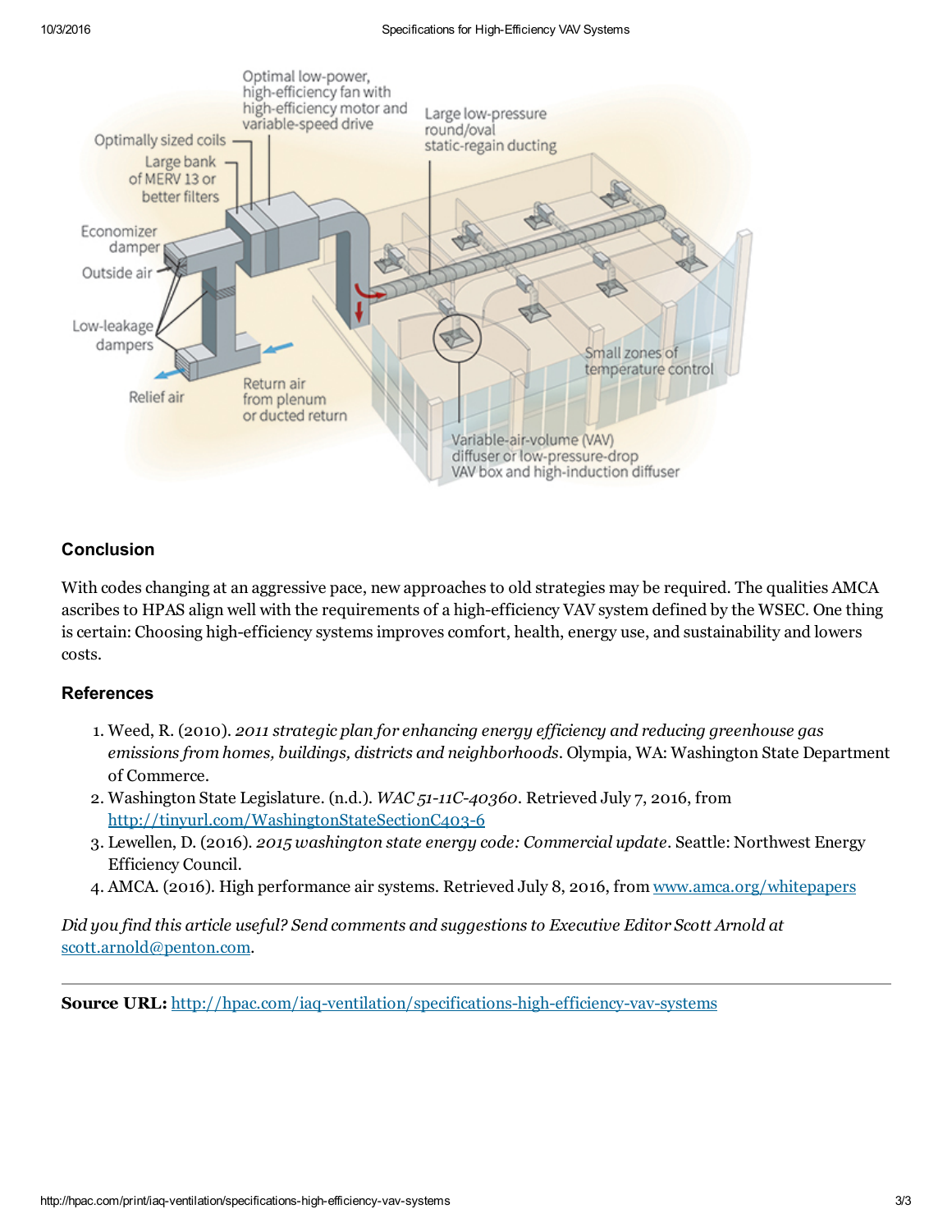Optimal low-power, high-efficiency fan with high-efficiency motor and variable-speed drive

Large low-pressure round/oval static-regain ducting

Optimally sized coils

Large bank of MERV 13 or better filters

Economizer damper

Outside air

Low-leakage dampers

Relief air

Return air from plenum or ducted return

Small zones of temperature control

Variable-air-volume (VAV) diffuser or low-pressure-drop VAV box and high-induction diffuser

### Conclusion

With codes changing at an aggressive pace, new approaches to old strategies may be required. The qualities AMCA ascribes to HPAS align well with the requirements of a high-efficiency VAV system defined by the WSEC. One thing is certain: Choosing high-efficiency systems improves comfort, health, energy use, and sustainability and lowers costs.

### References

1. Weed, R. (2010). *2011 strategic plan for enhancing energy efficiency and reducing greenhouse gas emissions from homes, buildings, districts and neighborhoods*. Olympia, WA: Washington State Department of Commerce.
2. Washington State Legislature. (n.d.). *WAC 51-11C-40360*. Retrieved July 7, 2016, from http://tinyurl.com/WashingtonStateSectionC403-6
3. Lewellen, D. (2016). *2015 washington state energy code: Commercial update*. Seattle: Northwest Energy Efficiency Council.
4. AMCA. (2016). High performance air systems. Retrieved July 8, 2016, from www.amca.org/whitepapers

*Did you find this article useful? Send comments and suggestions to Executive Editor Scott Arnold at* scott.arnold@penton.com.

---

**Source URL:** http://hpac.com/iaq-ventilation/specifications-high-efficiency-vav-systems